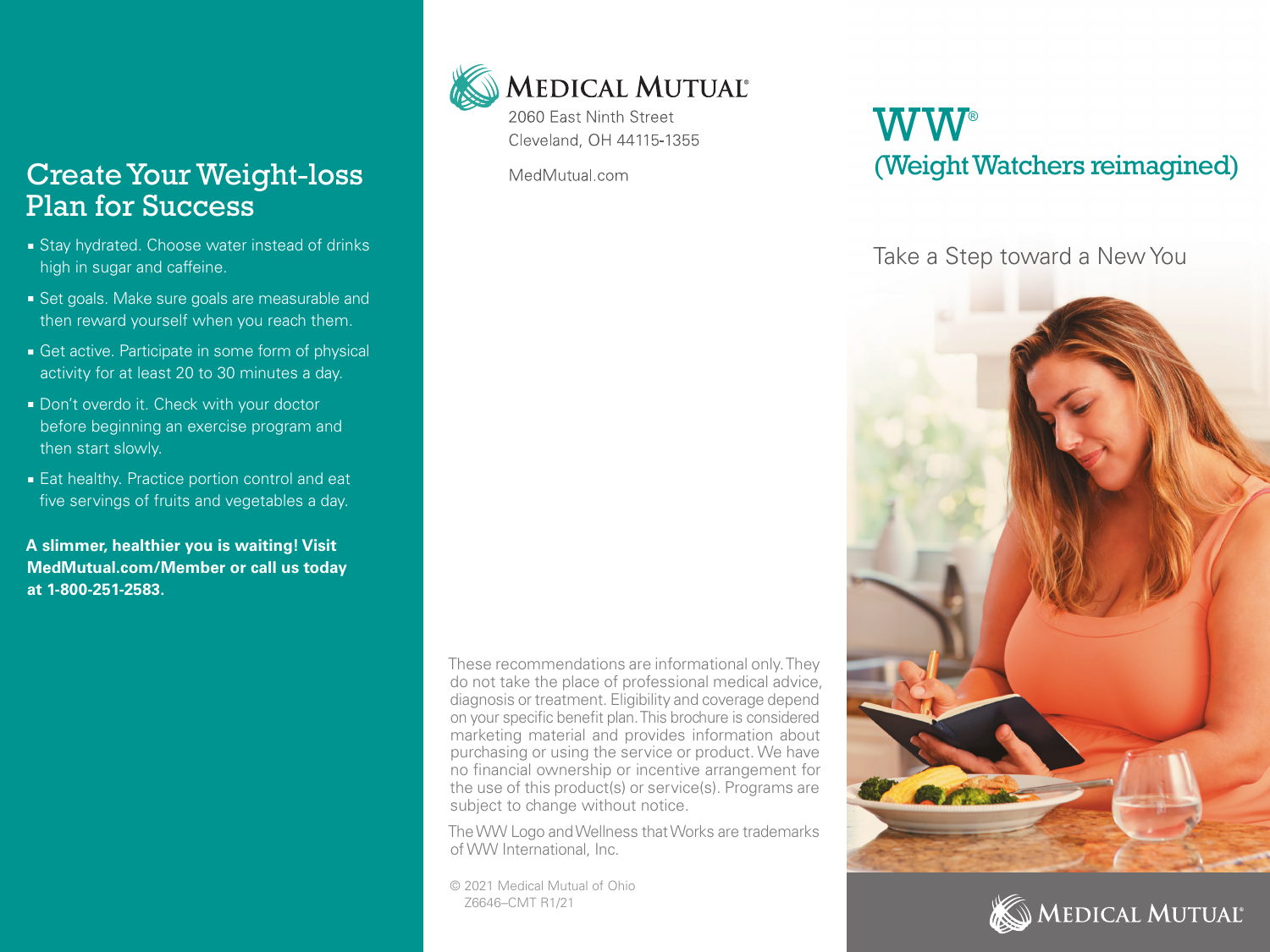## Create Your Weight-loss Plan for Success

- Stay hydrated. Choose water instead of drinks high in sugar and caffeine.
- Set goals. Make sure goals are measurable and then reward yourself when you reach them.
- Get active. Participate in some form of physical activity for at least 20 to 30 minutes a day.
- Don't overdo it. Check with your doctor before beginning an exercise program and then start slowly.
- Eat healthy. Practice portion control and eat five servings of fruits and vegetables a day.

**A slimmer, healthier you is waiting! Visit MedMutual.com/Member or call us today at 1-800-251-2583.**

MEDICAL MUTUAL®

2060 East Ninth Street
Cleveland, OH 44115-1355

MedMutual.com

These recommendations are informational only. They do not take the place of professional medical advice, diagnosis or treatment. Eligibility and coverage depend on your specific benefit plan. This brochure is considered marketing material and provides information about purchasing or using the service or product. We have no financial ownership or incentive arrangement for the use of this product(s) or service(s). Programs are subject to change without notice.

The WW Logo and Wellness that Works are trademarks of WW International, Inc.

© 2021 Medical Mutual of Ohio
Z6646–CMT R1/21

# WW®

## (Weight Watchers reimagined)

Take a Step toward a New You

MEDICAL MUTUAL®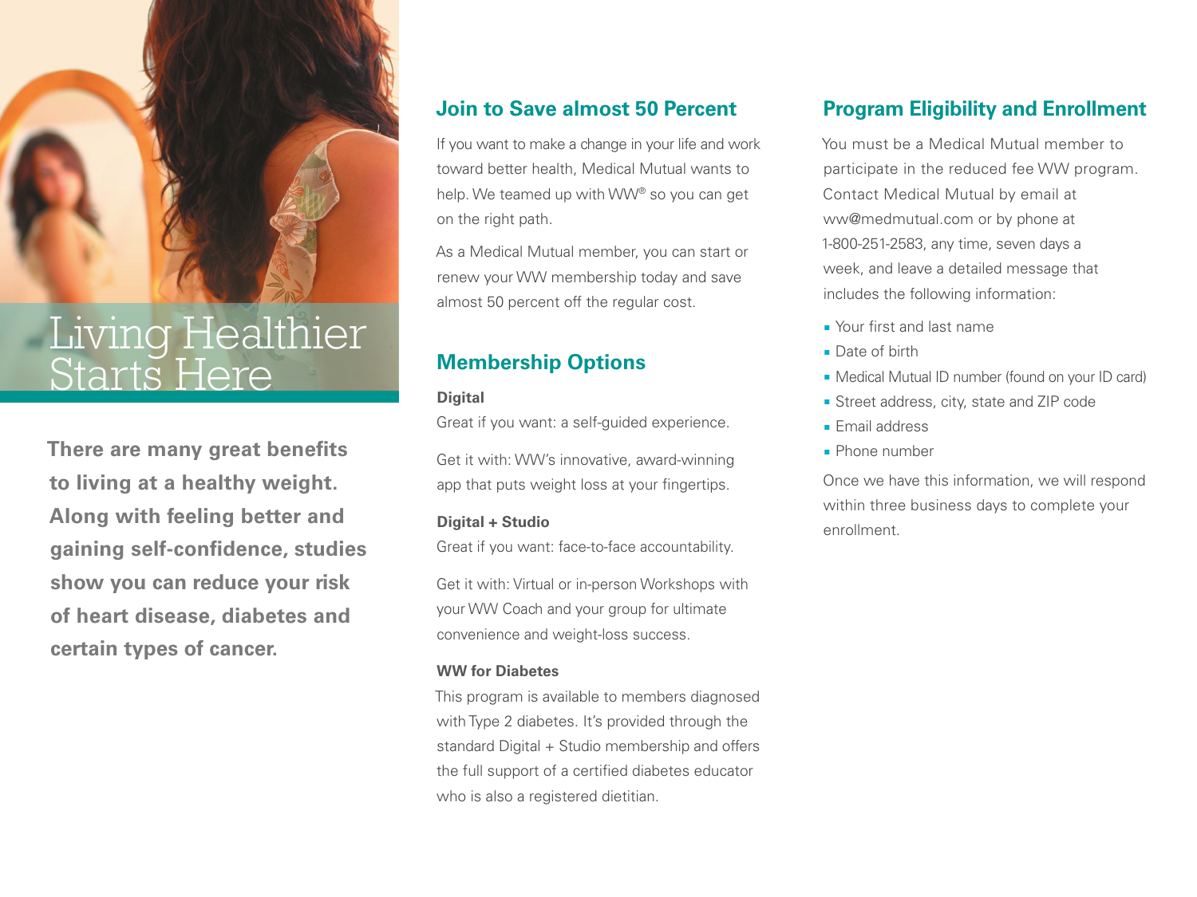# Living Healthier Starts Here

**There are many great benefits to living at a healthy weight. Along with feeling better and gaining self-confidence, studies show you can reduce your risk of heart disease, diabetes and certain types of cancer.**

## Join to Save almost 50 Percent

If you want to make a change in your life and work toward better health, Medical Mutual wants to help. We teamed up with WW® so you can get on the right path.

As a Medical Mutual member, you can start or renew your WW membership today and save almost 50 percent off the regular cost.

## Membership Options

**Digital**

Great if you want: a self-guided experience.

Get it with: WW's innovative, award-winning app that puts weight loss at your fingertips.

**Digital + Studio**

Great if you want: face-to-face accountability.

Get it with: Virtual or in-person Workshops with your WW Coach and your group for ultimate convenience and weight-loss success.

**WW for Diabetes**

This program is available to members diagnosed with Type 2 diabetes. It's provided through the standard Digital + Studio membership and offers the full support of a certified diabetes educator who is also a registered dietitian.

## Program Eligibility and Enrollment

You must be a Medical Mutual member to participate in the reduced fee WW program. Contact Medical Mutual by email at ww@medmutual.com or by phone at 1-800-251-2583, any time, seven days a week, and leave a detailed message that includes the following information:

- Your first and last name
- Date of birth
- Medical Mutual ID number (found on your ID card)
- Street address, city, state and ZIP code
- Email address
- Phone number

Once we have this information, we will respond within three business days to complete your enrollment.